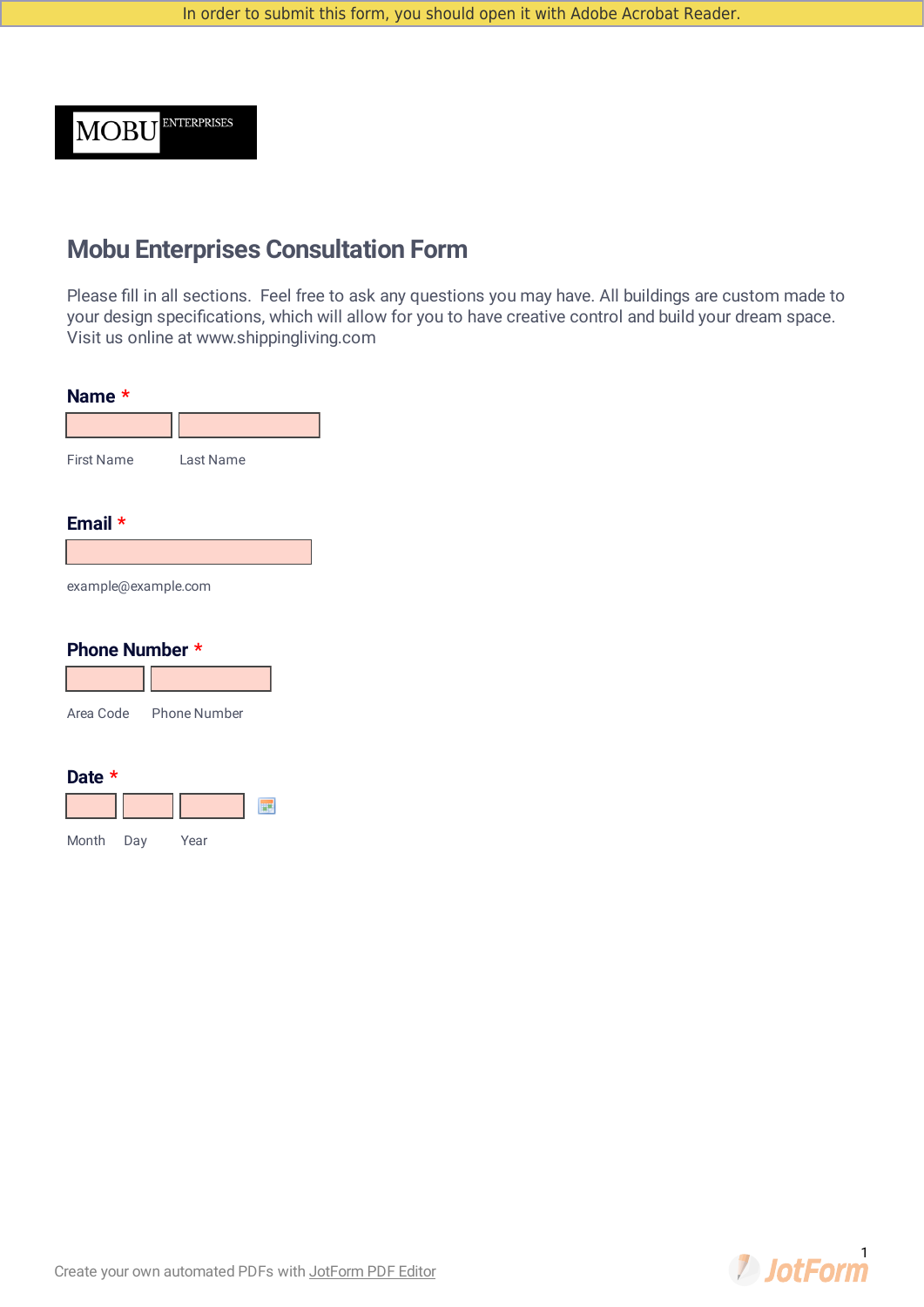In order to submit this form, you should open it with Adobe Acrobat Reader.

MOBU ENTERPRISES

# Mobu Enterprises Consultation Form

Please fill in all sections. Feel free to ask any questions you may have. All buildings are custom made to your design specifications, which will allow for you to have creative control and build your dream space. Visit us online at www.shippingliving.com

**Name** *

First Name    Last Name

**Email** *

example@example.com

**Phone Number** *

Area Code    Phone Number

**Date** *

Month    Day    Year

Create your own automated PDFs with JotForm PDF Editor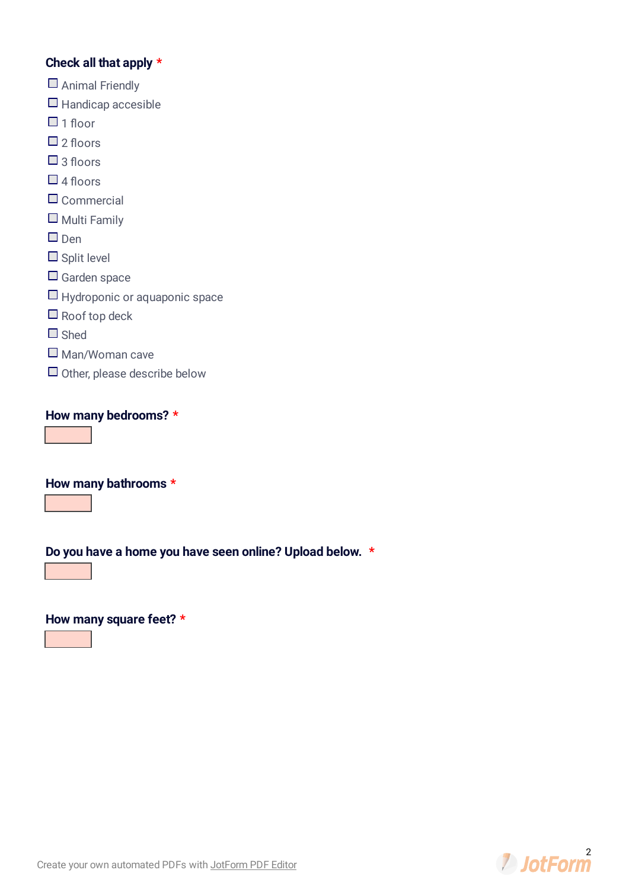**Check all that apply** *

- ☐ Animal Friendly
- ☐ Handicap accesible
- ☐ 1 floor
- ☐ 2 floors
- ☐ 3 floors
- ☐ 4 floors
- ☐ Commercial
- ☐ Multi Family
- ☐ Den
- ☐ Split level
- ☐ Garden space
- ☐ Hydroponic or aquaponic space
- ☐ Roof top deck
- ☐ Shed
- ☐ Man/Woman cave
- ☐ Other, please describe below

**How many bedrooms?** *

**How many bathrooms** *

**Do you have a home you have seen online? Upload below.** *

**How many square feet?** *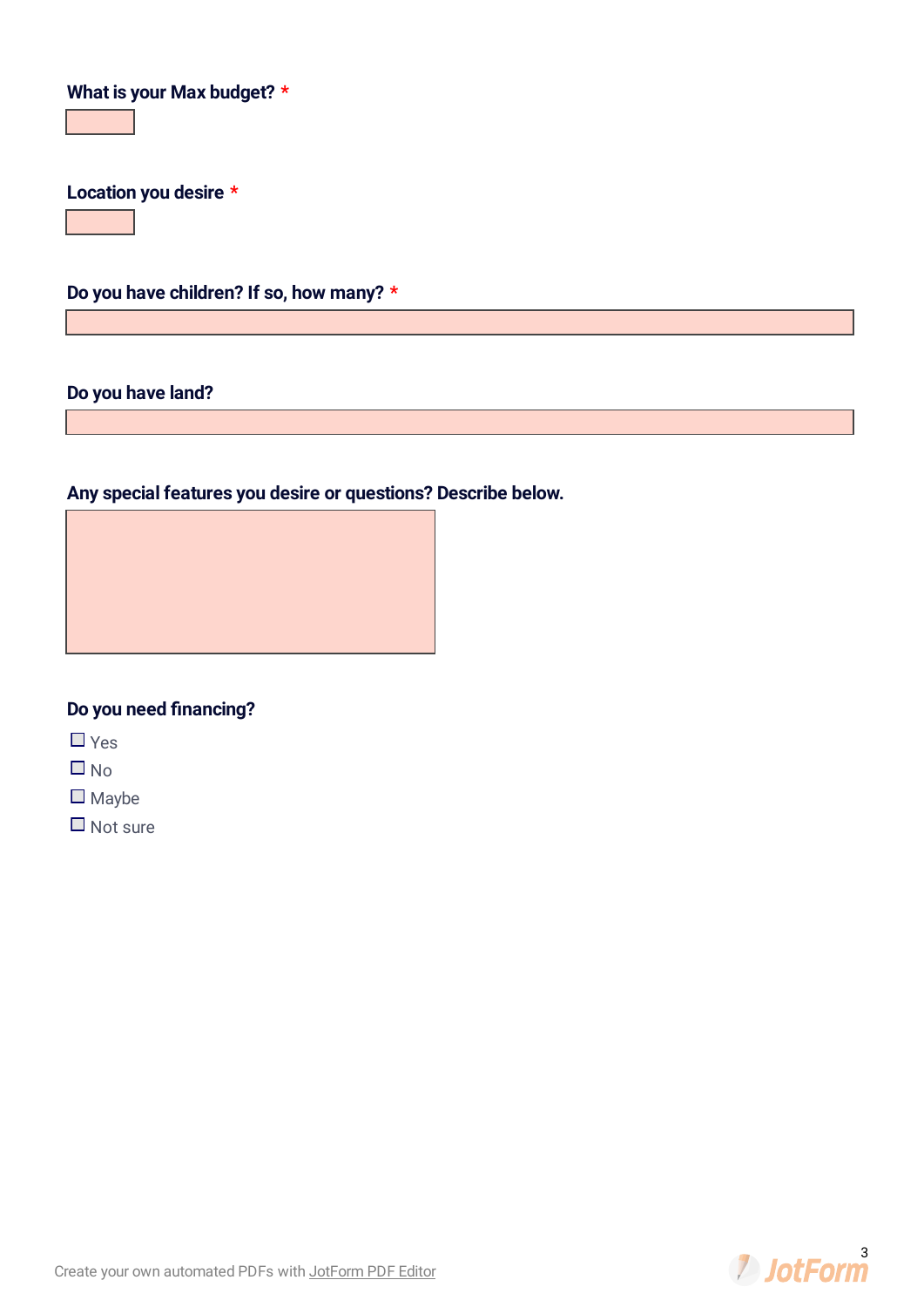**What is your Max budget?** *

**Location you desire** *

**Do you have children? If so, how many?** *

**Do you have land?**

**Any special features you desire or questions? Describe below.**

**Do you need financing?**

- ☐ Yes
- ☐ No
- ☐ Maybe
- ☐ Not sure

Create your own automated PDFs with JotForm PDF Editor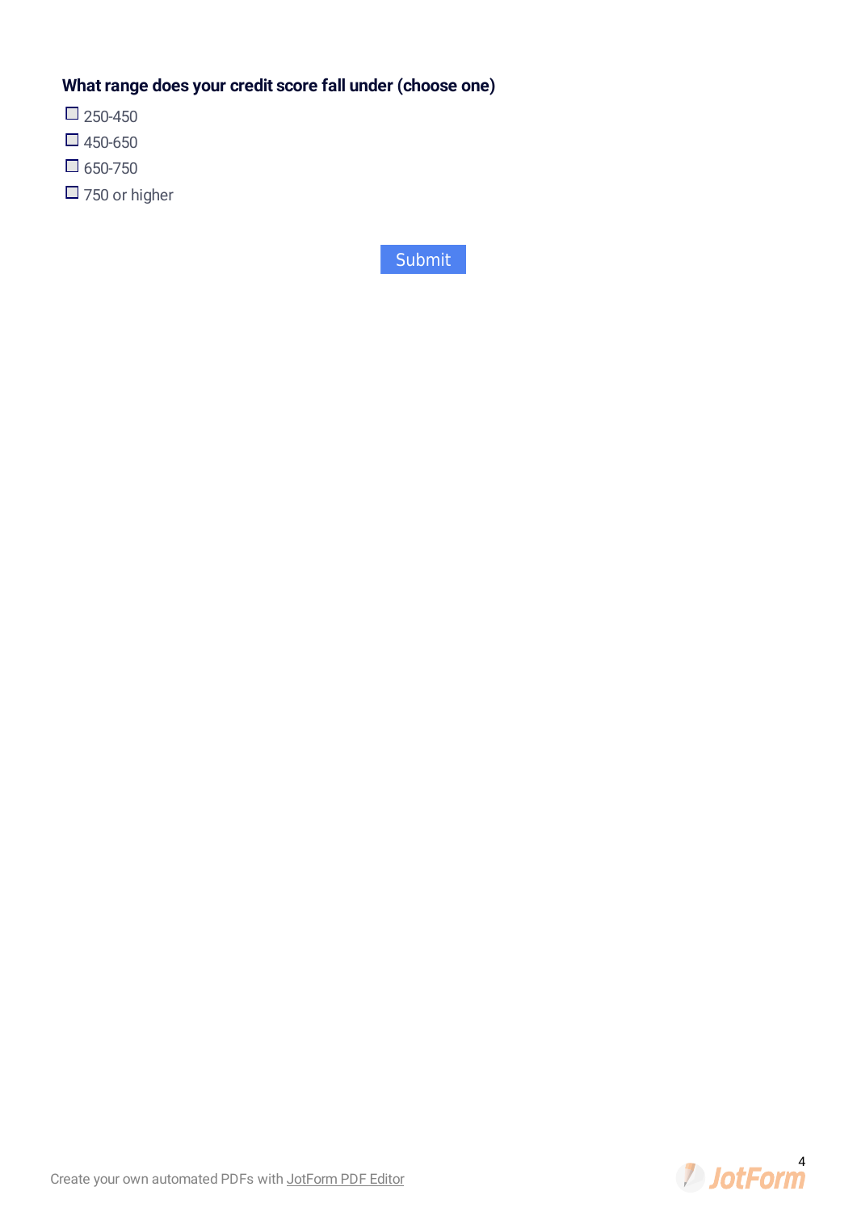**What range does your credit score fall under (choose one)**

- [ ] 250-450
- [ ] 450-650
- [ ] 650-750
- [ ] 750 or higher

Submit